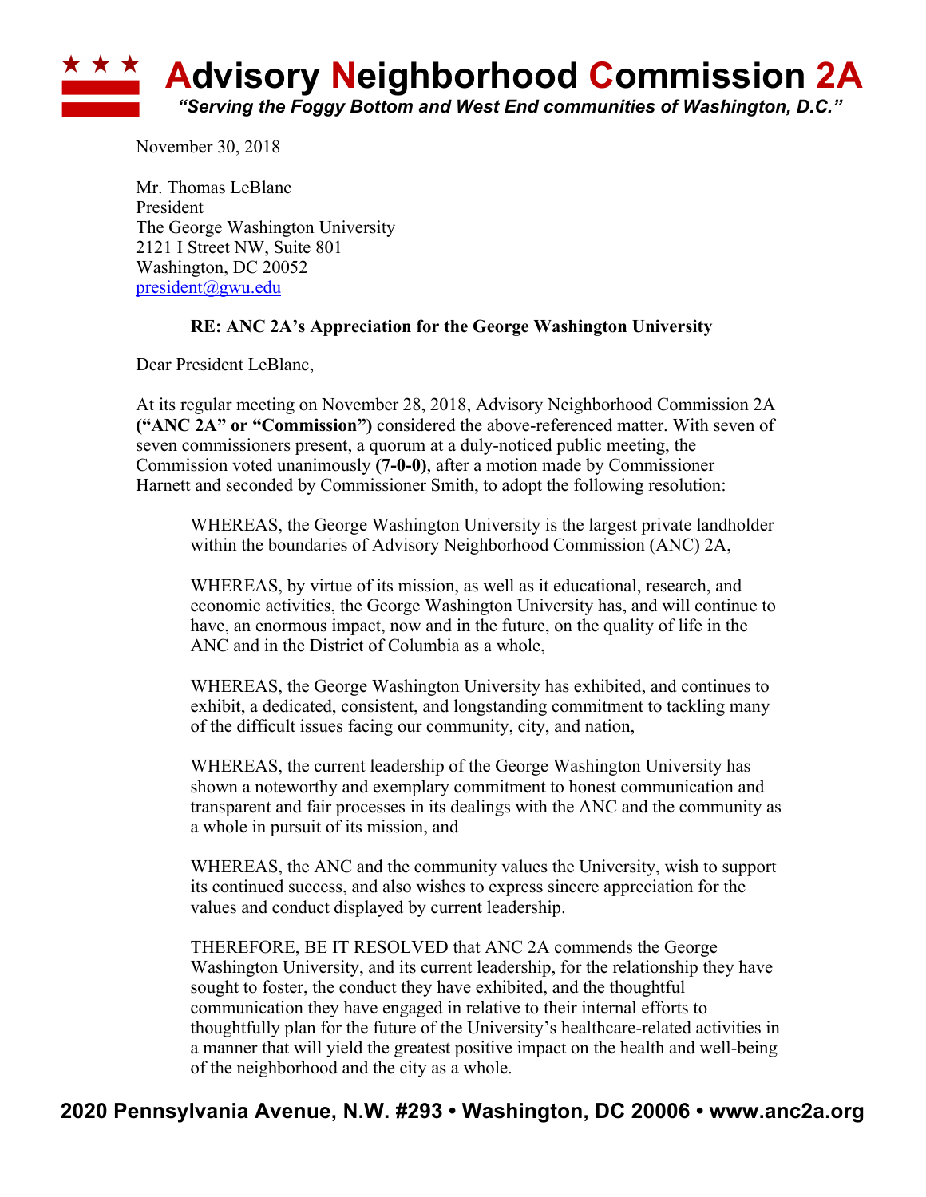# Advisory Neighborhood Commission 2A

*"Serving the Foggy Bottom and West End communities of Washington, D.C."*

November 30, 2018

Mr. Thomas LeBlanc
President
The George Washington University
2121 I Street NW, Suite 801
Washington, DC 20052
president@gwu.edu

**RE: ANC 2A's Appreciation for the George Washington University**

Dear President LeBlanc,

At its regular meeting on November 28, 2018, Advisory Neighborhood Commission 2A **("ANC 2A" or "Commission")** considered the above-referenced matter. With seven of seven commissioners present, a quorum at a duly-noticed public meeting, the Commission voted unanimously **(7-0-0)**, after a motion made by Commissioner Harnett and seconded by Commissioner Smith, to adopt the following resolution:

> WHEREAS, the George Washington University is the largest private landholder within the boundaries of Advisory Neighborhood Commission (ANC) 2A,
>
> WHEREAS, by virtue of its mission, as well as it educational, research, and economic activities, the George Washington University has, and will continue to have, an enormous impact, now and in the future, on the quality of life in the ANC and in the District of Columbia as a whole,
>
> WHEREAS, the George Washington University has exhibited, and continues to exhibit, a dedicated, consistent, and longstanding commitment to tackling many of the difficult issues facing our community, city, and nation,
>
> WHEREAS, the current leadership of the George Washington University has shown a noteworthy and exemplary commitment to honest communication and transparent and fair processes in its dealings with the ANC and the community as a whole in pursuit of its mission, and
>
> WHEREAS, the ANC and the community values the University, wish to support its continued success, and also wishes to express sincere appreciation for the values and conduct displayed by current leadership.
>
> THEREFORE, BE IT RESOLVED that ANC 2A commends the George Washington University, and its current leadership, for the relationship they have sought to foster, the conduct they have exhibited, and the thoughtful communication they have engaged in relative to their internal efforts to thoughtfully plan for the future of the University's healthcare-related activities in a manner that will yield the greatest positive impact on the health and well-being of the neighborhood and the city as a whole.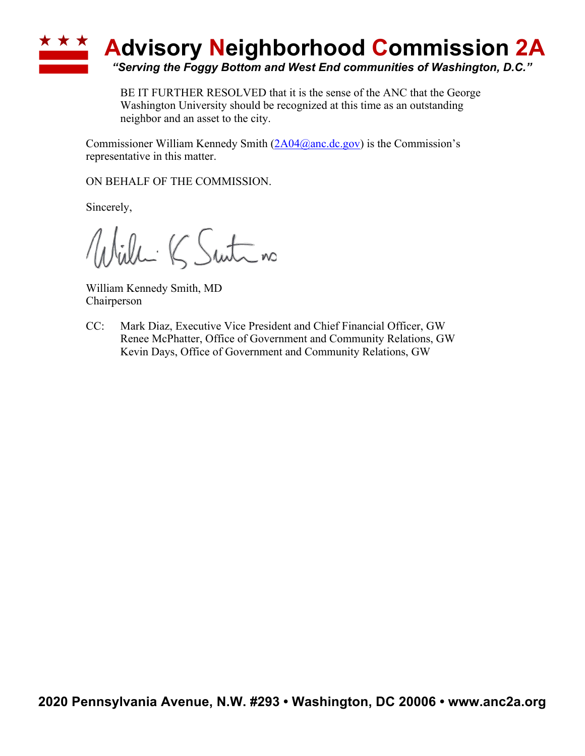BE IT FURTHER RESOLVED that it is the sense of the ANC that the George Washington University should be recognized at this time as an outstanding neighbor and an asset to the city.

Commissioner William Kennedy Smith (2A04@anc.dc.gov) is the Commission's representative in this matter.

ON BEHALF OF THE COMMISSION.

Sincerely,

William Kennedy Smith, MD  
Chairperson

CC: Mark Diaz, Executive Vice President and Chief Financial Officer, GW  
Renee McPhatter, Office of Government and Community Relations, GW  
Kevin Days, Office of Government and Community Relations, GW